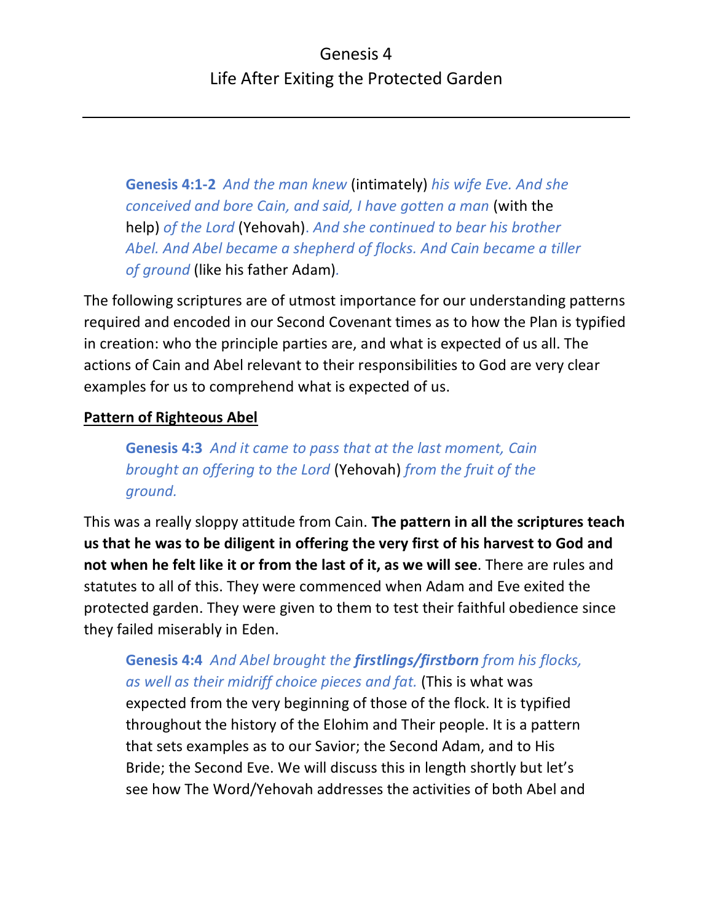# Genesis 4

## Life After Exiting the Protected Garden

---

> **Genesis 4:1-2** *And the man knew* (intimately) *his wife Eve. And she conceived and bore Cain, and said, I have gotten a man* (with the help) *of the Lord* (Yehovah)*. And she continued to bear his brother Abel. And Abel became a shepherd of flocks. And Cain became a tiller of ground* (like his father Adam)*.*

The following scriptures are of utmost importance for our understanding patterns required and encoded in our Second Covenant times as to how the Plan is typified in creation: who the principle parties are, and what is expected of us all. The actions of Cain and Abel relevant to their responsibilities to God are very clear examples for us to comprehend what is expected of us.

**Pattern of Righteous Abel**

> **Genesis 4:3** *And it came to pass that at the last moment, Cain brought an offering to the Lord* (Yehovah) *from the fruit of the ground.*

This was a really sloppy attitude from Cain. **The pattern in all the scriptures teach us that he was to be diligent in offering the very first of his harvest to God and not when he felt like it or from the last of it, as we will see**. There are rules and statutes to all of this. They were commenced when Adam and Eve exited the protected garden. They were given to them to test their faithful obedience since they failed miserably in Eden.

> **Genesis 4:4** *And Abel brought the* ***firstlings/firstborn*** *from his flocks, as well as their midriff choice pieces and fat.* (This is what was expected from the very beginning of those of the flock. It is typified throughout the history of the Elohim and Their people. It is a pattern that sets examples as to our Savior; the Second Adam, and to His Bride; the Second Eve. We will discuss this in length shortly but let's see how The Word/Yehovah addresses the activities of both Abel and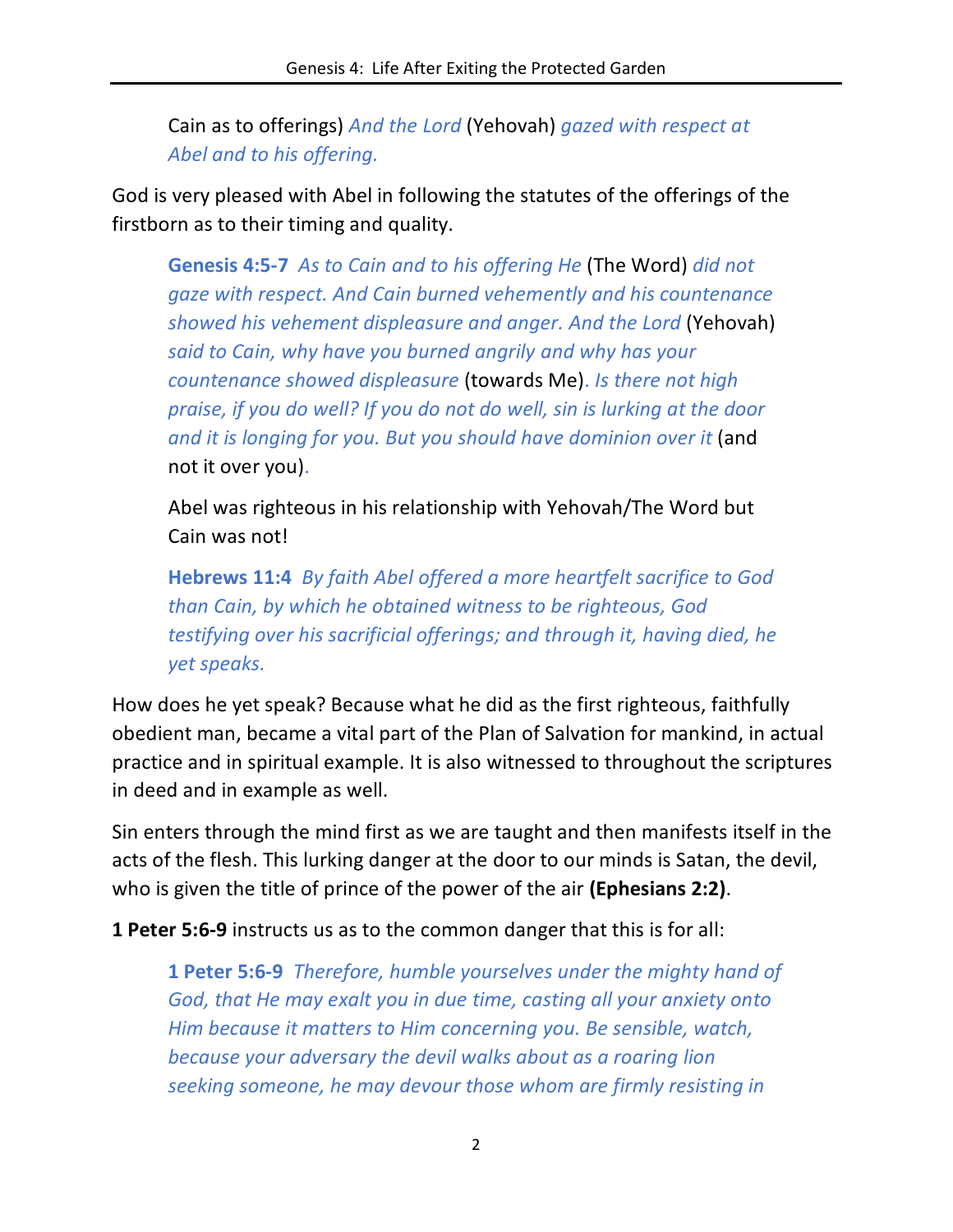> Cain as to offerings) *And the Lord* (Yehovah) *gazed with respect at Abel and to his offering.*

God is very pleased with Abel in following the statutes of the offerings of the firstborn as to their timing and quality.

> **Genesis 4:5-7** *As to Cain and to his offering He* (The Word) *did not gaze with respect. And Cain burned vehemently and his countenance showed his vehement displeasure and anger. And the Lord* (Yehovah) *said to Cain, why have you burned angrily and why has your countenance showed displeasure* (towards Me). *Is there not high praise, if you do well? If you do not do well, sin is lurking at the door and it is longing for you. But you should have dominion over it* (and not it over you).
>
> Abel was righteous in his relationship with Yehovah/The Word but Cain was not!
>
> **Hebrews 11:4** *By faith Abel offered a more heartfelt sacrifice to God than Cain, by which he obtained witness to be righteous, God testifying over his sacrificial offerings; and through it, having died, he yet speaks.*

How does he yet speak? Because what he did as the first righteous, faithfully obedient man, became a vital part of the Plan of Salvation for mankind, in actual practice and in spiritual example. It is also witnessed to throughout the scriptures in deed and in example as well.

Sin enters through the mind first as we are taught and then manifests itself in the acts of the flesh. This lurking danger at the door to our minds is Satan, the devil, who is given the title of prince of the power of the air **(Ephesians 2:2)**.

**1 Peter 5:6-9** instructs us as to the common danger that this is for all:

> **1 Peter 5:6-9** *Therefore, humble yourselves under the mighty hand of God, that He may exalt you in due time, casting all your anxiety onto Him because it matters to Him concerning you. Be sensible, watch, because your adversary the devil walks about as a roaring lion seeking someone, he may devour those whom are firmly resisting in*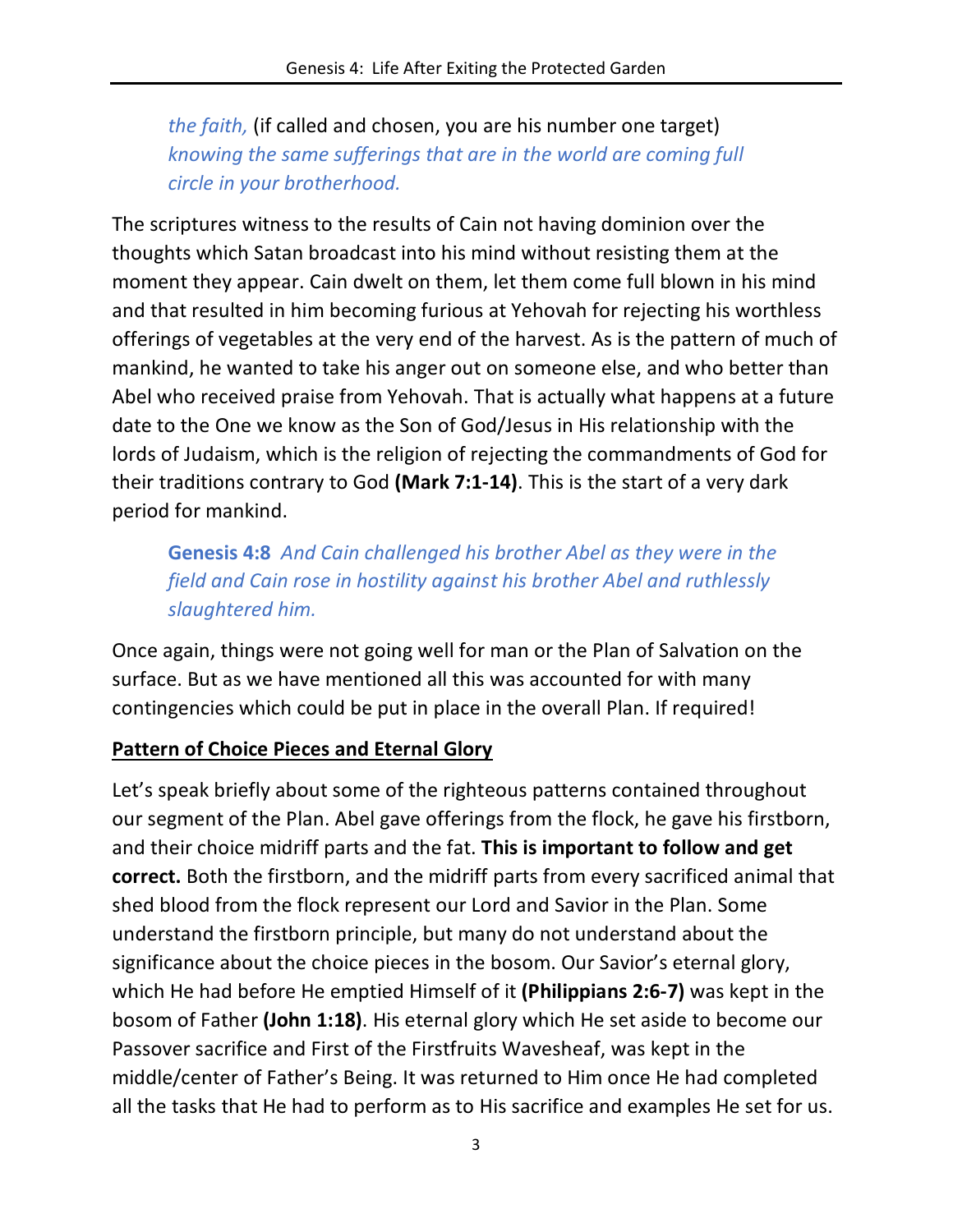> *the faith,* (if called and chosen, you are his number one target) *knowing the same sufferings that are in the world are coming full circle in your brotherhood.*

The scriptures witness to the results of Cain not having dominion over the thoughts which Satan broadcast into his mind without resisting them at the moment they appear. Cain dwelt on them, let them come full blown in his mind and that resulted in him becoming furious at Yehovah for rejecting his worthless offerings of vegetables at the very end of the harvest. As is the pattern of much of mankind, he wanted to take his anger out on someone else, and who better than Abel who received praise from Yehovah. That is actually what happens at a future date to the One we know as the Son of God/Jesus in His relationship with the lords of Judaism, which is the religion of rejecting the commandments of God for their traditions contrary to God **(Mark 7:1-14)**. This is the start of a very dark period for mankind.

> **Genesis 4:8** *And Cain challenged his brother Abel as they were in the field and Cain rose in hostility against his brother Abel and ruthlessly slaughtered him.*

Once again, things were not going well for man or the Plan of Salvation on the surface. But as we have mentioned all this was accounted for with many contingencies which could be put in place in the overall Plan. If required!

**Pattern of Choice Pieces and Eternal Glory**

Let's speak briefly about some of the righteous patterns contained throughout our segment of the Plan. Abel gave offerings from the flock, he gave his firstborn, and their choice midriff parts and the fat. **This is important to follow and get correct.** Both the firstborn, and the midriff parts from every sacrificed animal that shed blood from the flock represent our Lord and Savior in the Plan. Some understand the firstborn principle, but many do not understand about the significance about the choice pieces in the bosom. Our Savior's eternal glory, which He had before He emptied Himself of it **(Philippians 2:6-7)** was kept in the bosom of Father **(John 1:18)**. His eternal glory which He set aside to become our Passover sacrifice and First of the Firstfruits Wavesheaf, was kept in the middle/center of Father's Being. It was returned to Him once He had completed all the tasks that He had to perform as to His sacrifice and examples He set for us.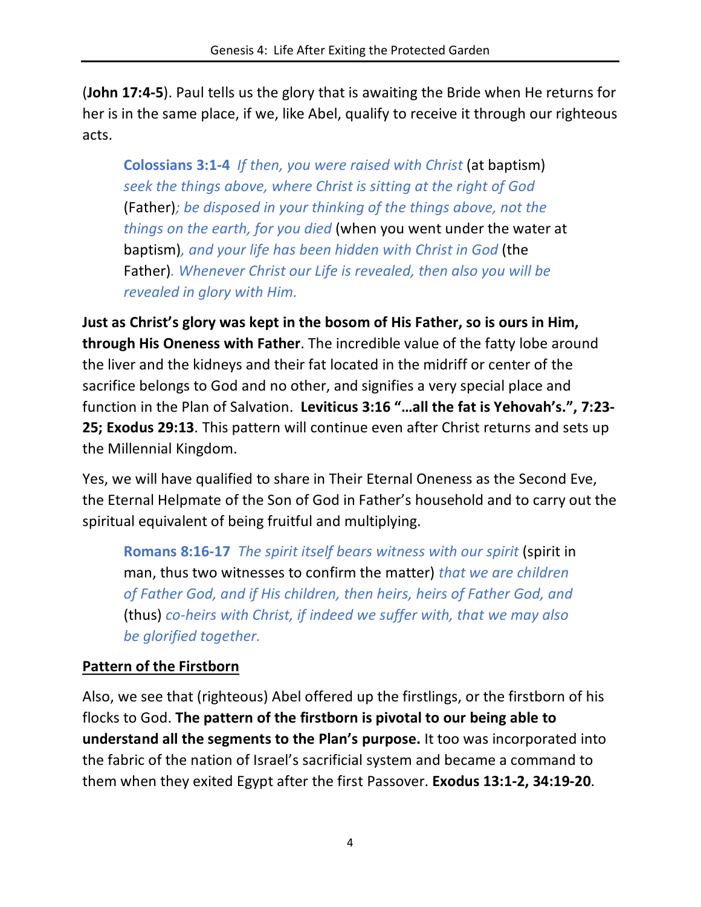(**John 17:4-5**). Paul tells us the glory that is awaiting the Bride when He returns for her is in the same place, if we, like Abel, qualify to receive it through our righteous acts.

> **Colossians 3:1-4** *If then, you were raised with Christ* (at baptism) *seek the things above, where Christ is sitting at the right of God* (Father)*; be disposed in your thinking of the things above, not the things on the earth, for you died* (when you went under the water at baptism)*, and your life has been hidden with Christ in God* (the Father)*. Whenever Christ our Life is revealed, then also you will be revealed in glory with Him.*

**Just as Christ's glory was kept in the bosom of His Father, so is ours in Him, through His Oneness with Father**. The incredible value of the fatty lobe around the liver and the kidneys and their fat located in the midriff or center of the sacrifice belongs to God and no other, and signifies a very special place and function in the Plan of Salvation. **Leviticus 3:16 "…all the fat is Yehovah's.", 7:23-25; Exodus 29:13**. This pattern will continue even after Christ returns and sets up the Millennial Kingdom.

Yes, we will have qualified to share in Their Eternal Oneness as the Second Eve, the Eternal Helpmate of the Son of God in Father's household and to carry out the spiritual equivalent of being fruitful and multiplying.

> **Romans 8:16-17** *The spirit itself bears witness with our spirit* (spirit in man, thus two witnesses to confirm the matter) *that we are children of Father God, and if His children, then heirs, heirs of Father God, and* (thus) *co-heirs with Christ, if indeed we suffer with, that we may also be glorified together.*

## <u>Pattern of the Firstborn</u>

Also, we see that (righteous) Abel offered up the firstlings, or the firstborn of his flocks to God. **The pattern of the firstborn is pivotal to our being able to understand all the segments to the Plan's purpose.** It too was incorporated into the fabric of the nation of Israel's sacrificial system and became a command to them when they exited Egypt after the first Passover. **Exodus 13:1-2, 34:19-20**.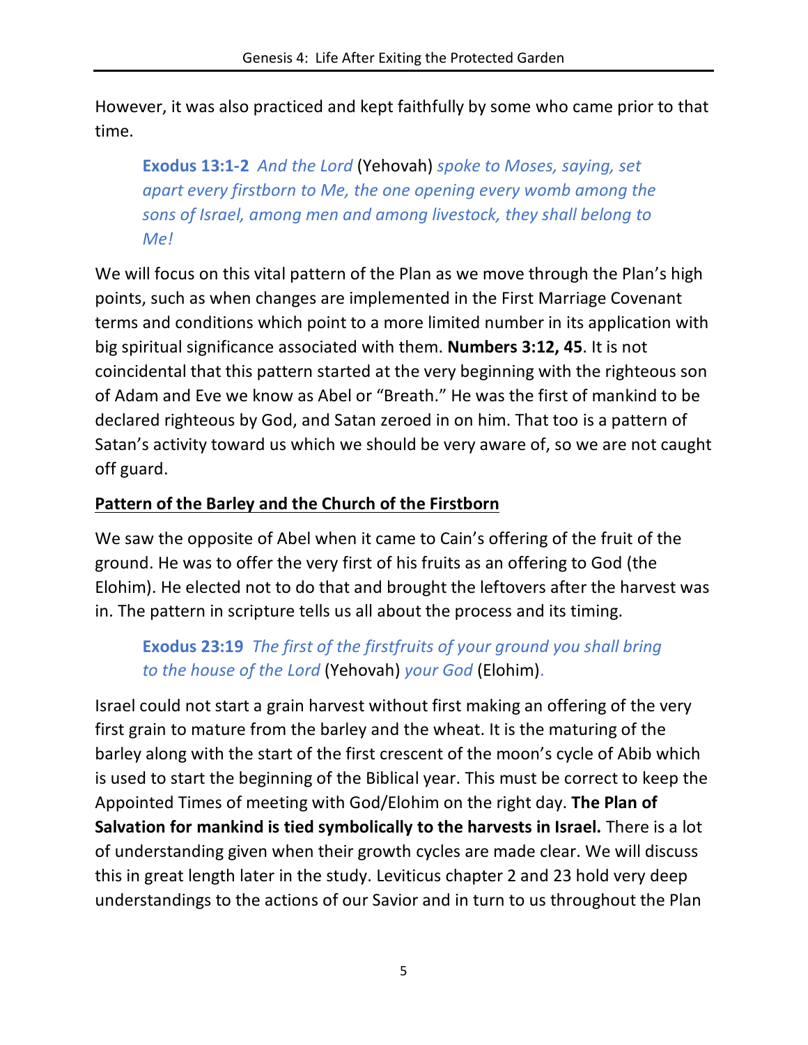However, it was also practiced and kept faithfully by some who came prior to that time.

> **Exodus 13:1-2** *And the Lord* (Yehovah) *spoke to Moses, saying, set apart every firstborn to Me, the one opening every womb among the sons of Israel, among men and among livestock, they shall belong to Me!*

We will focus on this vital pattern of the Plan as we move through the Plan's high points, such as when changes are implemented in the First Marriage Covenant terms and conditions which point to a more limited number in its application with big spiritual significance associated with them. **Numbers 3:12, 45**. It is not coincidental that this pattern started at the very beginning with the righteous son of Adam and Eve we know as Abel or "Breath." He was the first of mankind to be declared righteous by God, and Satan zeroed in on him. That too is a pattern of Satan's activity toward us which we should be very aware of, so we are not caught off guard.

## Pattern of the Barley and the Church of the Firstborn

We saw the opposite of Abel when it came to Cain's offering of the fruit of the ground. He was to offer the very first of his fruits as an offering to God (the Elohim). He elected not to do that and brought the leftovers after the harvest was in. The pattern in scripture tells us all about the process and its timing.

> **Exodus 23:19** *The first of the firstfruits of your ground you shall bring to the house of the Lord* (Yehovah) *your God* (Elohim).

Israel could not start a grain harvest without first making an offering of the very first grain to mature from the barley and the wheat. It is the maturing of the barley along with the start of the first crescent of the moon's cycle of Abib which is used to start the beginning of the Biblical year. This must be correct to keep the Appointed Times of meeting with God/Elohim on the right day. **The Plan of Salvation for mankind is tied symbolically to the harvests in Israel.** There is a lot of understanding given when their growth cycles are made clear. We will discuss this in great length later in the study. Leviticus chapter 2 and 23 hold very deep understandings to the actions of our Savior and in turn to us throughout the Plan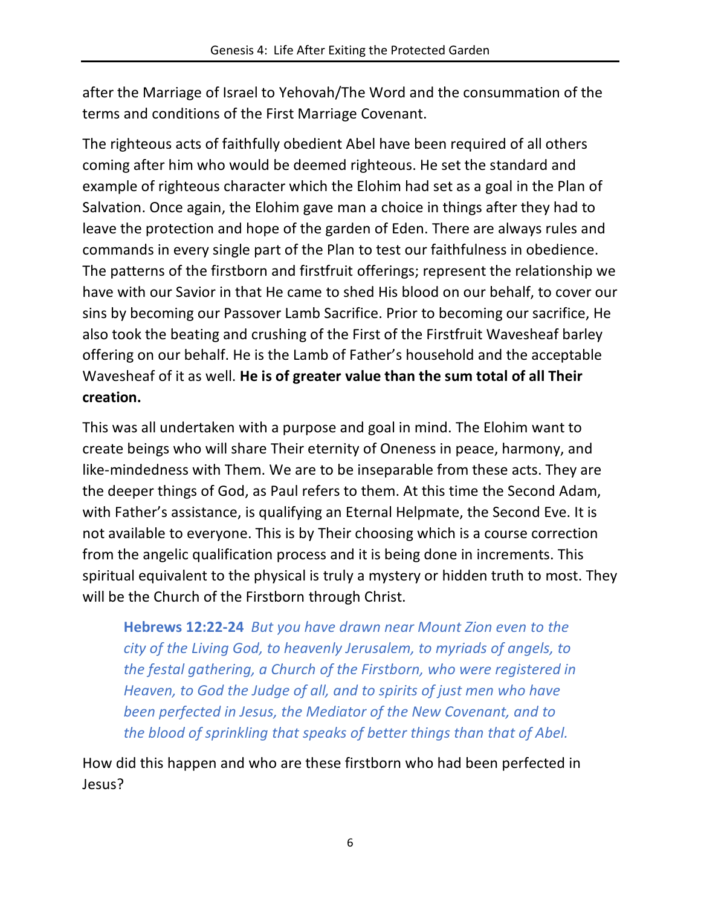after the Marriage of Israel to Yehovah/The Word and the consummation of the terms and conditions of the First Marriage Covenant.

The righteous acts of faithfully obedient Abel have been required of all others coming after him who would be deemed righteous. He set the standard and example of righteous character which the Elohim had set as a goal in the Plan of Salvation. Once again, the Elohim gave man a choice in things after they had to leave the protection and hope of the garden of Eden. There are always rules and commands in every single part of the Plan to test our faithfulness in obedience. The patterns of the firstborn and firstfruit offerings; represent the relationship we have with our Savior in that He came to shed His blood on our behalf, to cover our sins by becoming our Passover Lamb Sacrifice. Prior to becoming our sacrifice, He also took the beating and crushing of the First of the Firstfruit Wavesheaf barley offering on our behalf. He is the Lamb of Father's household and the acceptable Wavesheaf of it as well. **He is of greater value than the sum total of all Their creation.**

This was all undertaken with a purpose and goal in mind. The Elohim want to create beings who will share Their eternity of Oneness in peace, harmony, and like-mindedness with Them. We are to be inseparable from these acts. They are the deeper things of God, as Paul refers to them. At this time the Second Adam, with Father's assistance, is qualifying an Eternal Helpmate, the Second Eve. It is not available to everyone. This is by Their choosing which is a course correction from the angelic qualification process and it is being done in increments. This spiritual equivalent to the physical is truly a mystery or hidden truth to most. They will be the Church of the Firstborn through Christ.

> **Hebrews 12:22-24** *But you have drawn near Mount Zion even to the city of the Living God, to heavenly Jerusalem, to myriads of angels, to the festal gathering, a Church of the Firstborn, who were registered in Heaven, to God the Judge of all, and to spirits of just men who have been perfected in Jesus, the Mediator of the New Covenant, and to the blood of sprinkling that speaks of better things than that of Abel.*

How did this happen and who are these firstborn who had been perfected in Jesus?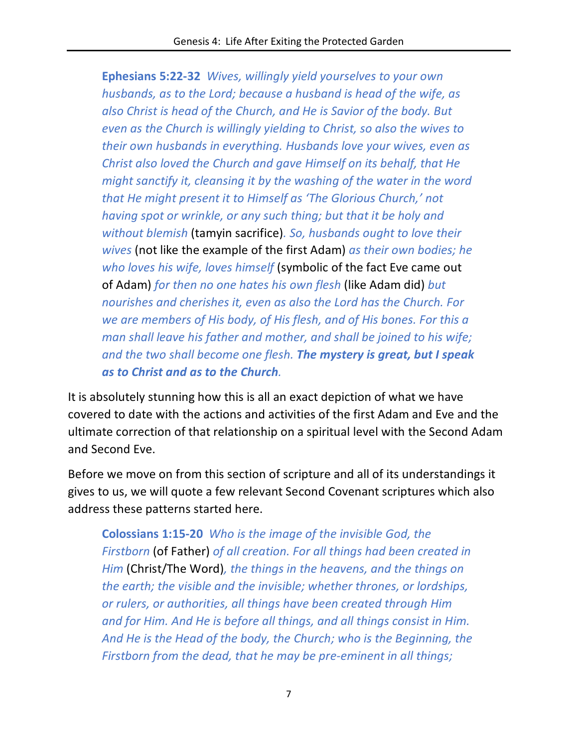**Ephesians 5:22-32** *Wives, willingly yield yourselves to your own husbands, as to the Lord; because a husband is head of the wife, as also Christ is head of the Church, and He is Savior of the body. But even as the Church is willingly yielding to Christ, so also the wives to their own husbands in everything. Husbands love your wives, even as Christ also loved the Church and gave Himself on its behalf, that He might sanctify it, cleansing it by the washing of the water in the word that He might present it to Himself as 'The Glorious Church,' not having spot or wrinkle, or any such thing; but that it be holy and without blemish* (tamyin sacrifice)*. So, husbands ought to love their wives* (not like the example of the first Adam) *as their own bodies; he who loves his wife, loves himself* (symbolic of the fact Eve came out of Adam) *for then no one hates his own flesh* (like Adam did) *but nourishes and cherishes it, even as also the Lord has the Church. For we are members of His body, of His flesh, and of His bones. For this a man shall leave his father and mother, and shall be joined to his wife; and the two shall become one flesh.* ***The mystery is great, but I speak as to Christ and as to the Church****.*

It is absolutely stunning how this is all an exact depiction of what we have covered to date with the actions and activities of the first Adam and Eve and the ultimate correction of that relationship on a spiritual level with the Second Adam and Second Eve.

Before we move on from this section of scripture and all of its understandings it gives to us, we will quote a few relevant Second Covenant scriptures which also address these patterns started here.

**Colossians 1:15-20** *Who is the image of the invisible God, the Firstborn* (of Father) *of all creation. For all things had been created in Him* (Christ/The Word)*, the things in the heavens, and the things on the earth; the visible and the invisible; whether thrones, or lordships, or rulers, or authorities, all things have been created through Him and for Him. And He is before all things, and all things consist in Him. And He is the Head of the body, the Church; who is the Beginning, the Firstborn from the dead, that he may be pre-eminent in all things;*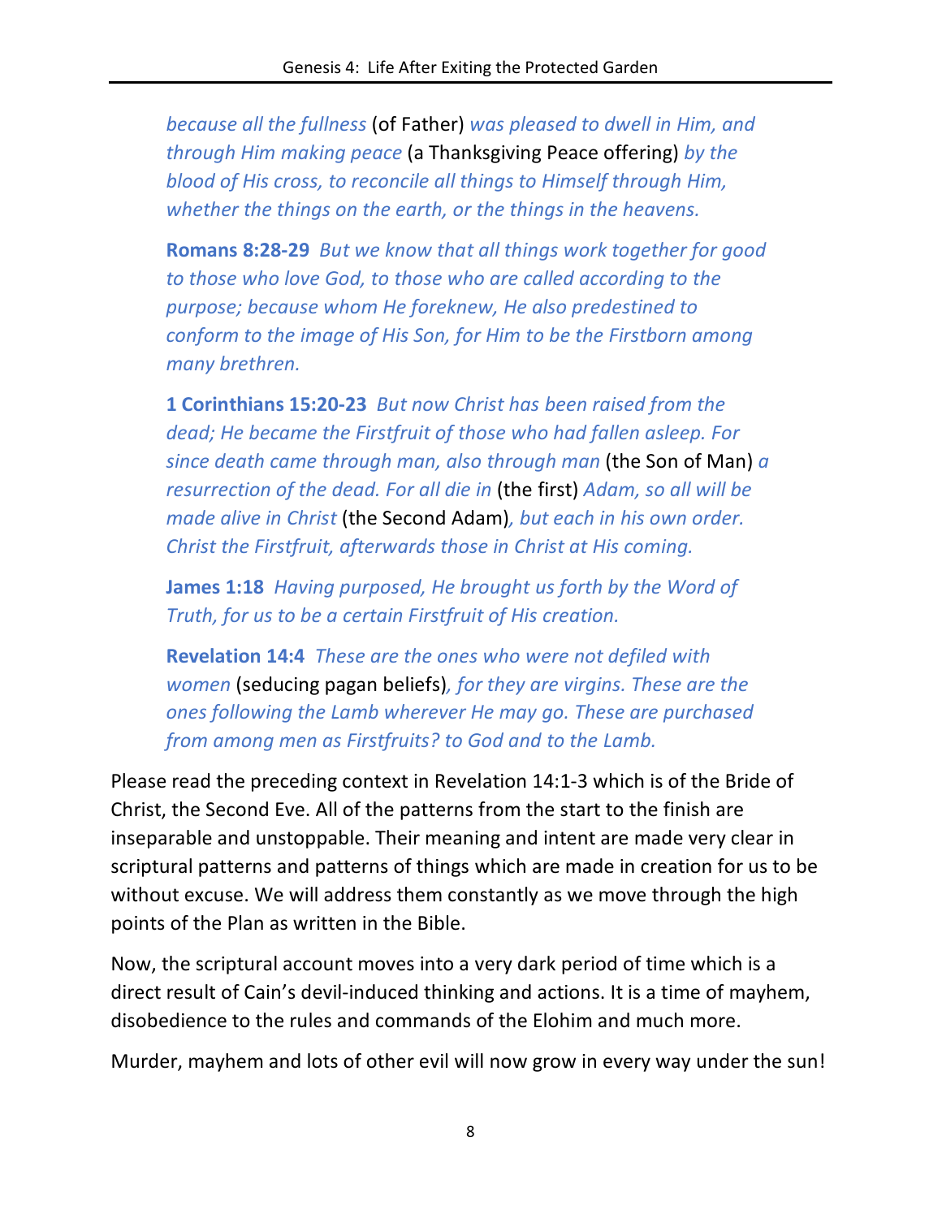*because all the fullness* (of Father) *was pleased to dwell in Him, and through Him making peace* (a Thanksgiving Peace offering) *by the blood of His cross, to reconcile all things to Himself through Him, whether the things on the earth, or the things in the heavens.*

**Romans 8:28-29** *But we know that all things work together for good to those who love God, to those who are called according to the purpose; because whom He foreknew, He also predestined to conform to the image of His Son, for Him to be the Firstborn among many brethren.*

**1 Corinthians 15:20-23** *But now Christ has been raised from the dead; He became the Firstfruit of those who had fallen asleep. For since death came through man, also through man* (the Son of Man) *a resurrection of the dead. For all die in* (the first) *Adam, so all will be made alive in Christ* (the Second Adam)*, but each in his own order. Christ the Firstfruit, afterwards those in Christ at His coming.*

**James 1:18** *Having purposed, He brought us forth by the Word of Truth, for us to be a certain Firstfruit of His creation.*

**Revelation 14:4** *These are the ones who were not defiled with women* (seducing pagan beliefs)*, for they are virgins. These are the ones following the Lamb wherever He may go. These are purchased from among men as Firstfruits? to God and to the Lamb.*

Please read the preceding context in Revelation 14:1-3 which is of the Bride of Christ, the Second Eve. All of the patterns from the start to the finish are inseparable and unstoppable. Their meaning and intent are made very clear in scriptural patterns and patterns of things which are made in creation for us to be without excuse. We will address them constantly as we move through the high points of the Plan as written in the Bible.

Now, the scriptural account moves into a very dark period of time which is a direct result of Cain's devil-induced thinking and actions. It is a time of mayhem, disobedience to the rules and commands of the Elohim and much more.

Murder, mayhem and lots of other evil will now grow in every way under the sun!